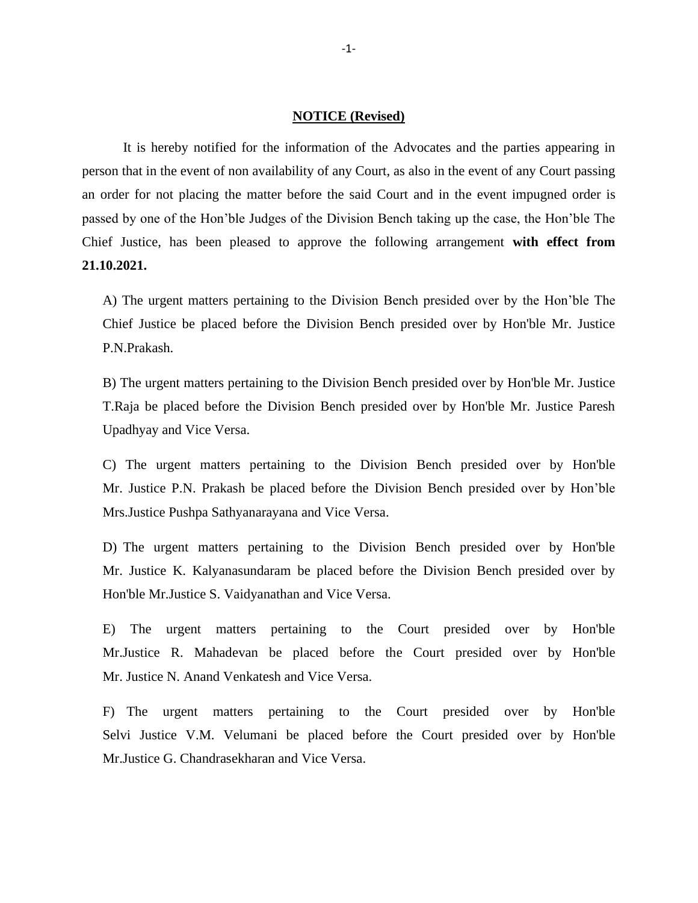**NOTICE (Revised)**

It is hereby notified for the information of the Advocates and the parties appearing in person that in the event of non availability of any Court, as also in the event of any Court passing an order for not placing the matter before the said Court and in the event impugned order is passed by one of the Hon'ble Judges of the Division Bench taking up the case, the Hon'ble The Chief Justice, has been pleased to approve the following arrangement **with effect from 21.10.2021.**

A) The urgent matters pertaining to the Division Bench presided over by the Hon'ble The Chief Justice be placed before the Division Bench presided over by Hon'ble Mr. Justice P.N.Prakash.

B) The urgent matters pertaining to the Division Bench presided over by Hon'ble Mr. Justice T.Raja be placed before the Division Bench presided over by Hon'ble Mr. Justice Paresh Upadhyay and Vice Versa.

C) The urgent matters pertaining to the Division Bench presided over by Hon'ble Mr. Justice P.N. Prakash be placed before the Division Bench presided over by Hon'ble Mrs.Justice Pushpa Sathyanarayana and Vice Versa.

D) The urgent matters pertaining to the Division Bench presided over by Hon'ble Mr. Justice K. Kalyanasundaram be placed before the Division Bench presided over by Hon'ble Mr.Justice S. Vaidyanathan and Vice Versa.

E) The urgent matters pertaining to the Court presided over by Hon'ble Mr.Justice R. Mahadevan be placed before the Court presided over by Hon'ble Mr. Justice N. Anand Venkatesh and Vice Versa.

F) The urgent matters pertaining to the Court presided over by Hon'ble Selvi Justice V.M. Velumani be placed before the Court presided over by Hon'ble Mr.Justice G. Chandrasekharan and Vice Versa.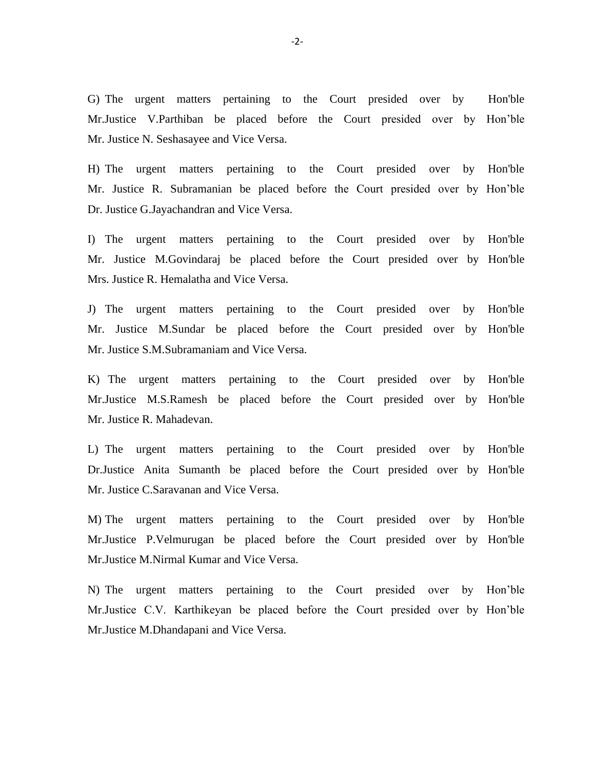G) The urgent matters pertaining to the Court presided over by Hon'ble Mr.Justice V.Parthiban be placed before the Court presided over by Hon’ble Mr. Justice N. Seshasayee and Vice Versa.

H) The urgent matters pertaining to the Court presided over by Hon'ble Mr. Justice R. Subramanian be placed before the Court presided over by Hon’ble Dr. Justice G.Jayachandran and Vice Versa.

I) The urgent matters pertaining to the Court presided over by Hon'ble Mr. Justice M.Govindaraj be placed before the Court presided over by Hon'ble Mrs. Justice R. Hemalatha and Vice Versa.

J) The urgent matters pertaining to the Court presided over by Hon'ble Mr. Justice M.Sundar be placed before the Court presided over by Hon'ble Mr. Justice S.M.Subramaniam and Vice Versa.

K) The urgent matters pertaining to the Court presided over by Hon'ble Mr.Justice M.S.Ramesh be placed before the Court presided over by Hon'ble Mr. Justice R. Mahadevan.

L) The urgent matters pertaining to the Court presided over by Hon'ble Dr.Justice Anita Sumanth be placed before the Court presided over by Hon'ble Mr. Justice C.Saravanan and Vice Versa.

M) The urgent matters pertaining to the Court presided over by Hon'ble Mr.Justice P.Velmurugan be placed before the Court presided over by Hon'ble Mr.Justice M.Nirmal Kumar and Vice Versa.

N) The urgent matters pertaining to the Court presided over by Hon’ble Mr.Justice C.V. Karthikeyan be placed before the Court presided over by Hon’ble Mr.Justice M.Dhandapani and Vice Versa.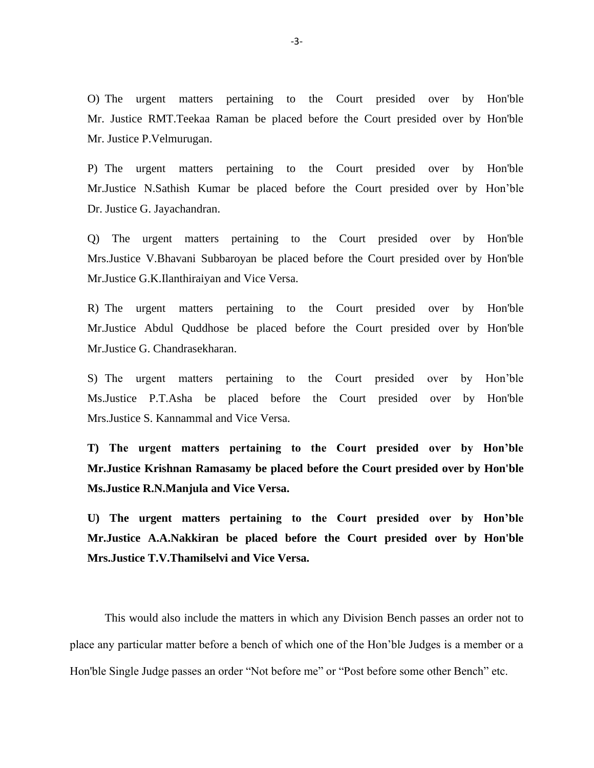O) The urgent matters pertaining to the Court presided over by Hon'ble Mr. Justice RMT.Teekaa Raman be placed before the Court presided over by Hon'ble Mr. Justice P.Velmurugan.

P) The urgent matters pertaining to the Court presided over by Hon'ble Mr.Justice N.Sathish Kumar be placed before the Court presided over by Hon’ble Dr. Justice G. Jayachandran.

Q) The urgent matters pertaining to the Court presided over by Hon'ble Mrs.Justice V.Bhavani Subbaroyan be placed before the Court presided over by Hon'ble Mr.Justice G.K.Ilanthiraiyan and Vice Versa.

R) The urgent matters pertaining to the Court presided over by Hon'ble Mr.Justice Abdul Quddhose be placed before the Court presided over by Hon'ble Mr.Justice G. Chandrasekharan.

S) The urgent matters pertaining to the Court presided over by Hon’ble Ms.Justice P.T.Asha be placed before the Court presided over by Hon'ble Mrs.Justice S. Kannammal and Vice Versa.

**T) The urgent matters pertaining to the Court presided over by Hon’ble Mr.Justice Krishnan Ramasamy be placed before the Court presided over by Hon'ble Ms.Justice R.N.Manjula and Vice Versa.**

**U) The urgent matters pertaining to the Court presided over by Hon’ble Mr.Justice A.A.Nakkiran be placed before the Court presided over by Hon'ble Mrs.Justice T.V.Thamilselvi and Vice Versa.**

This would also include the matters in which any Division Bench passes an order not to place any particular matter before a bench of which one of the Hon’ble Judges is a member or a Hon'ble Single Judge passes an order “Not before me” or “Post before some other Bench” etc.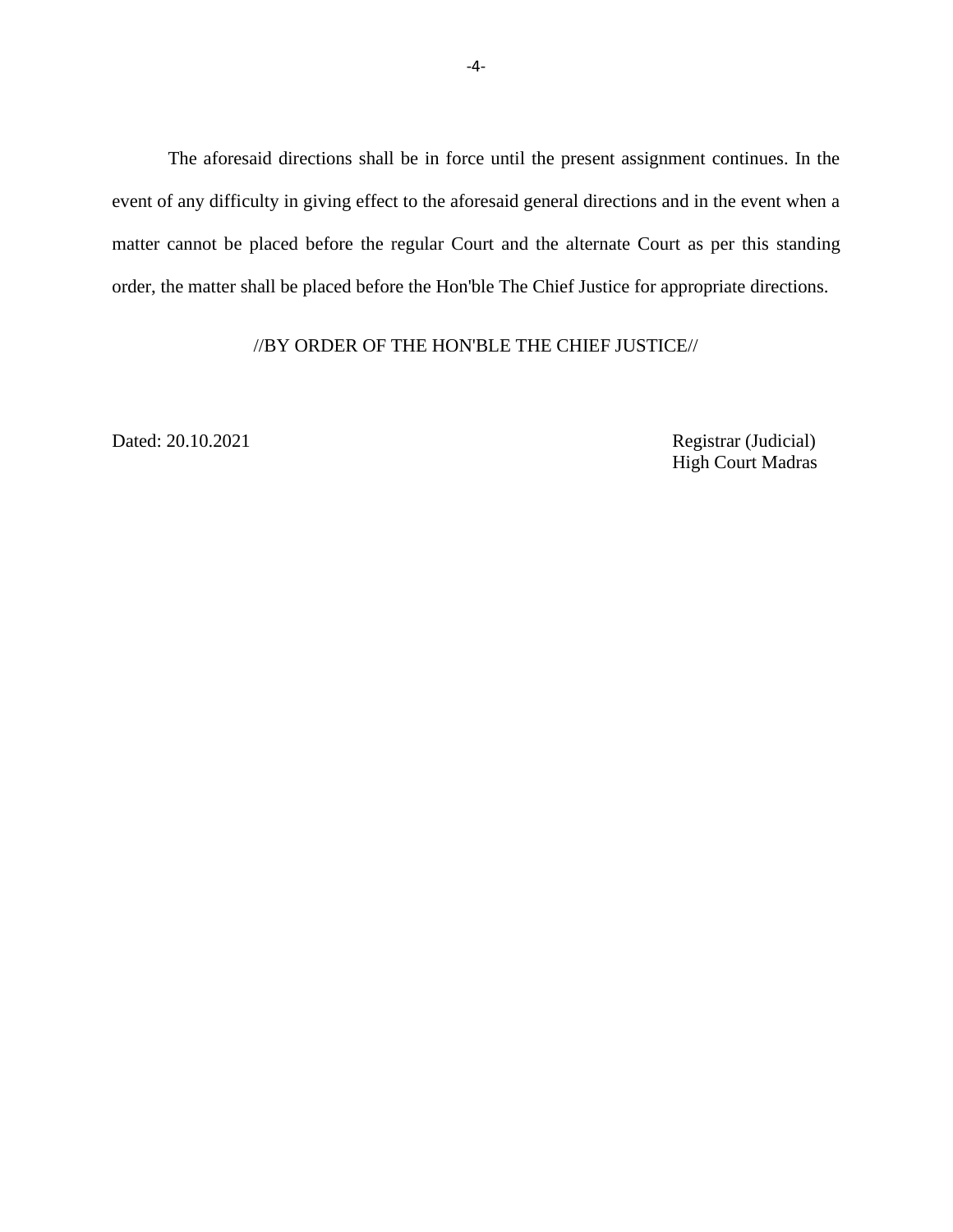The aforesaid directions shall be in force until the present assignment continues. In the event of any difficulty in giving effect to the aforesaid general directions and in the event when a matter cannot be placed before the regular Court and the alternate Court as per this standing order, the matter shall be placed before the Hon'ble The Chief Justice for appropriate directions.

//BY ORDER OF THE HON'BLE THE CHIEF JUSTICE//

Dated: 20.10.2021

Registrar (Judicial)
High Court Madras